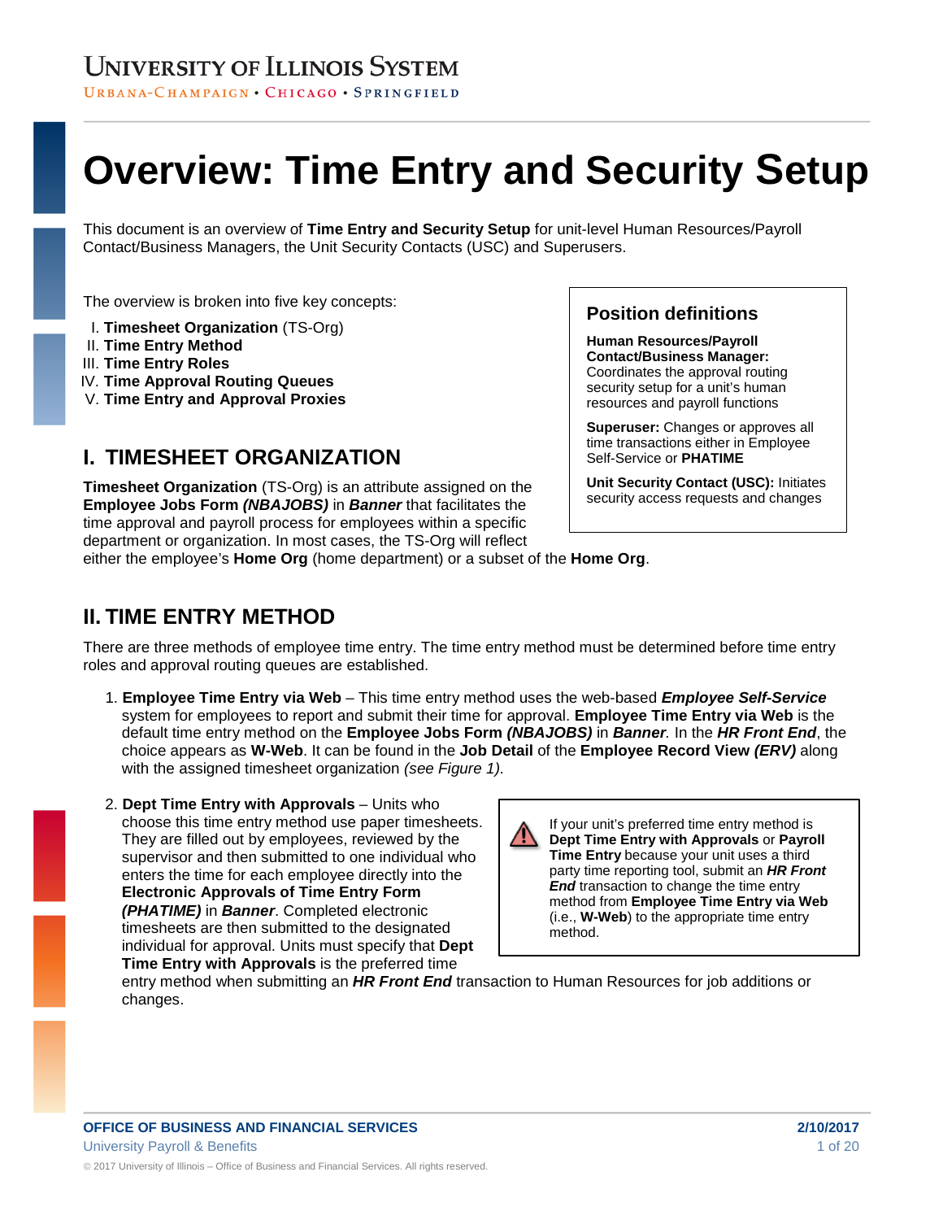UNIVERSITY OF ILLINOIS SYSTEM

URBANA-CHAMPAIGN • CHICAGO • SPRINGFIELD

# Overview: Time Entry and Security Setup

This document is an overview of **Time Entry and Security Setup** for unit-level Human Resources/Payroll Contact/Business Managers, the Unit Security Contacts (USC) and Superusers.

The overview is broken into five key concepts:

I. **Timesheet Organization** (TS-Org)
II. **Time Entry Method**
III. **Time Entry Roles**
IV. **Time Approval Routing Queues**
V. **Time Entry and Approval Proxies**

> **Position definitions**
>
> **Human Resources/Payroll Contact/Business Manager:** Coordinates the approval routing security setup for a unit's human resources and payroll functions
>
> **Superuser:** Changes or approves all time transactions either in Employee Self-Service or **PHATIME**
>
> **Unit Security Contact (USC):** Initiates security access requests and changes

## I. TIMESHEET ORGANIZATION

**Timesheet Organization** (TS-Org) is an attribute assigned on the **Employee Jobs Form** ***(NBAJOBS)*** in ***Banner*** that facilitates the time approval and payroll process for employees within a specific department or organization. In most cases, the TS-Org will reflect either the employee's **Home Org** (home department) or a subset of the **Home Org**.

## II. TIME ENTRY METHOD

There are three methods of employee time entry. The time entry method must be determined before time entry roles and approval routing queues are established.

1. **Employee Time Entry via Web** – This time entry method uses the web-based ***Employee Self-Service*** system for employees to report and submit their time for approval. **Employee Time Entry via Web** is the default time entry method on the **Employee Jobs Form** ***(NBAJOBS)*** in ***Banner***. In the ***HR Front End***, the choice appears as **W-Web**. It can be found in the **Job Detail** of the **Employee Record View** ***(ERV)*** along with the assigned timesheet organization *(see Figure 1)*.

2. **Dept Time Entry with Approvals** – Units who choose this time entry method use paper timesheets. They are filled out by employees, reviewed by the supervisor and then submitted to one individual who enters the time for each employee directly into the **Electronic Approvals of Time Entry Form** ***(PHATIME)*** in ***Banner***. Completed electronic timesheets are then submitted to the designated individual for approval. Units must specify that **Dept Time Entry with Approvals** is the preferred time entry method when submitting an ***HR Front End*** transaction to Human Resources for job additions or changes.

> ⚠ If your unit's preferred time entry method is **Dept Time Entry with Approvals** or **Payroll Time Entry** because your unit uses a third party time reporting tool, submit an ***HR Front End*** transaction to change the time entry method from **Employee Time Entry via Web** (i.e., **W-Web**) to the appropriate time entry method.

**OFFICE OF BUSINESS AND FINANCIAL SERVICES**
University Payroll & Benefits

2/10/2017

© 2017 University of Illinois – Office of Business and Financial Services. All rights reserved.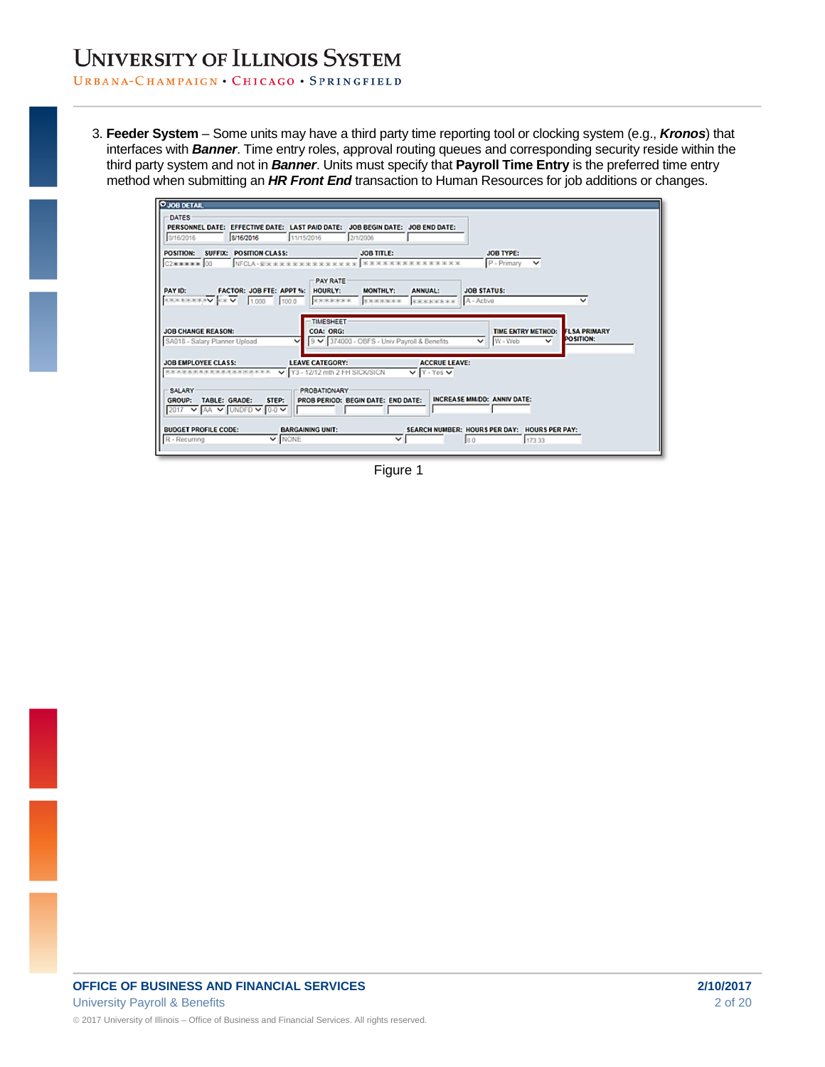3. **Feeder System** – Some units may have a third party time reporting tool or clocking system (e.g., ***Kronos***) that interfaces with ***Banner***. Time entry roles, approval routing queues and corresponding security reside within the third party system and not in ***Banner***. Units must specify that **Payroll Time Entry** is the preferred time entry method when submitting an ***HR Front End*** transaction to Human Resources for job additions or changes.

Figure 1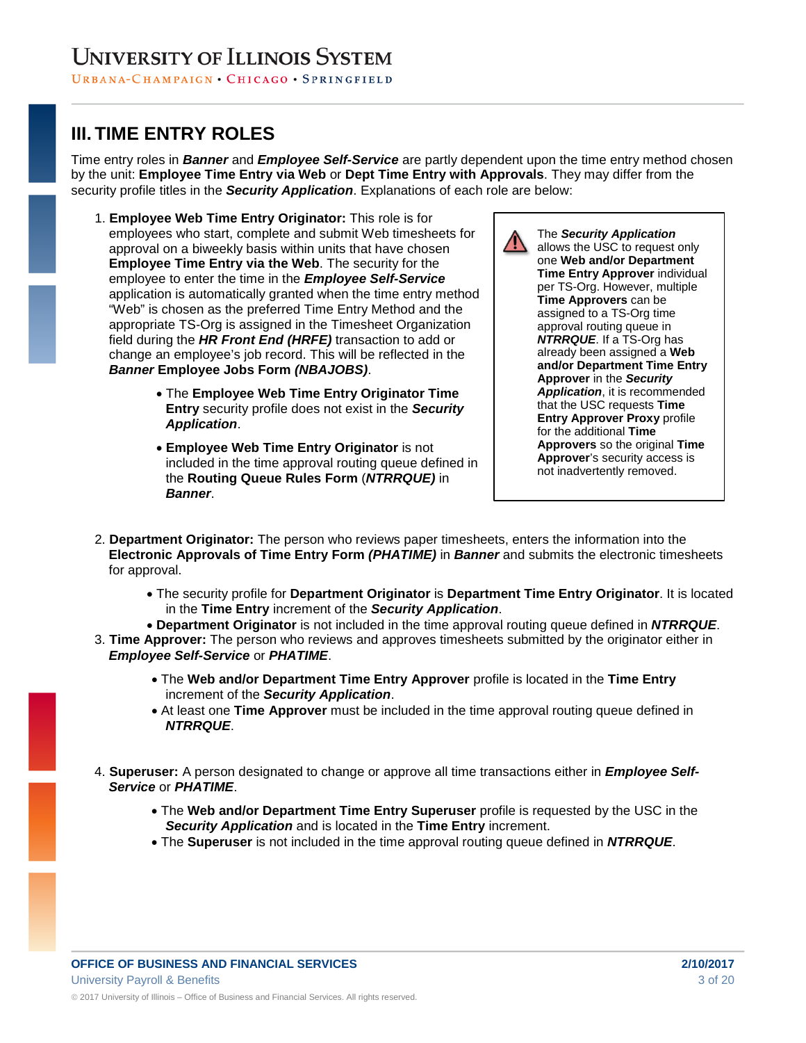## III. TIME ENTRY ROLES

Time entry roles in ***Banner*** and ***Employee Self-Service*** are partly dependent upon the time entry method chosen by the unit: **Employee Time Entry via Web** or **Dept Time Entry with Approvals**. They may differ from the security profile titles in the ***Security Application***. Explanations of each role are below:

1. **Employee Web Time Entry Originator:** This role is for employees who start, complete and submit Web timesheets for approval on a biweekly basis within units that have chosen **Employee Time Entry via the Web**. The security for the employee to enter the time in the ***Employee Self-Service*** application is automatically granted when the time entry method "Web" is chosen as the preferred Time Entry Method and the appropriate TS-Org is assigned in the Timesheet Organization field during the ***HR Front End (HRFE)*** transaction to add or change an employee's job record. This will be reflected in the ***Banner*** **Employee Jobs Form *(NBAJOBS)***.
    - The **Employee Web Time Entry Originator Time Entry** security profile does not exist in the ***Security Application***.
    - **Employee Web Time Entry Originator** is not included in the time approval routing queue defined in the **Routing Queue Rules Form** (***NTRRQUE)*** in ***Banner***.

> The ***Security Application*** allows the USC to request only one **Web and/or Department Time Entry Approver** individual per TS-Org. However, multiple **Time Approvers** can be assigned to a TS-Org time approval routing queue in ***NTRRQUE***. If a TS-Org has already been assigned a **Web and/or Department Time Entry Approver** in the ***Security Application***, it is recommended that the USC requests **Time Entry Approver Proxy** profile for the additional **Time Approvers** so the original **Time Approver**'s security access is not inadvertently removed.

2. **Department Originator:** The person who reviews paper timesheets, enters the information into the **Electronic Approvals of Time Entry Form *(PHATIME)*** in ***Banner*** and submits the electronic timesheets for approval.
    - The security profile for **Department Originator** is **Department Time Entry Originator**. It is located in the **Time Entry** increment of the ***Security Application***.
    - **Department Originator** is not included in the time approval routing queue defined in ***NTRRQUE***.
3. **Time Approver:** The person who reviews and approves timesheets submitted by the originator either in ***Employee Self-Service*** or ***PHATIME***.
    - The **Web and/or Department Time Entry Approver** profile is located in the **Time Entry** increment of the ***Security Application***.
    - At least one **Time Approver** must be included in the time approval routing queue defined in ***NTRRQUE***.
4. **Superuser:** A person designated to change or approve all time transactions either in ***Employee Self-Service*** or ***PHATIME***.
    - The **Web and/or Department Time Entry Superuser** profile is requested by the USC in the ***Security Application*** and is located in the **Time Entry** increment.
    - The **Superuser** is not included in the time approval routing queue defined in ***NTRRQUE***.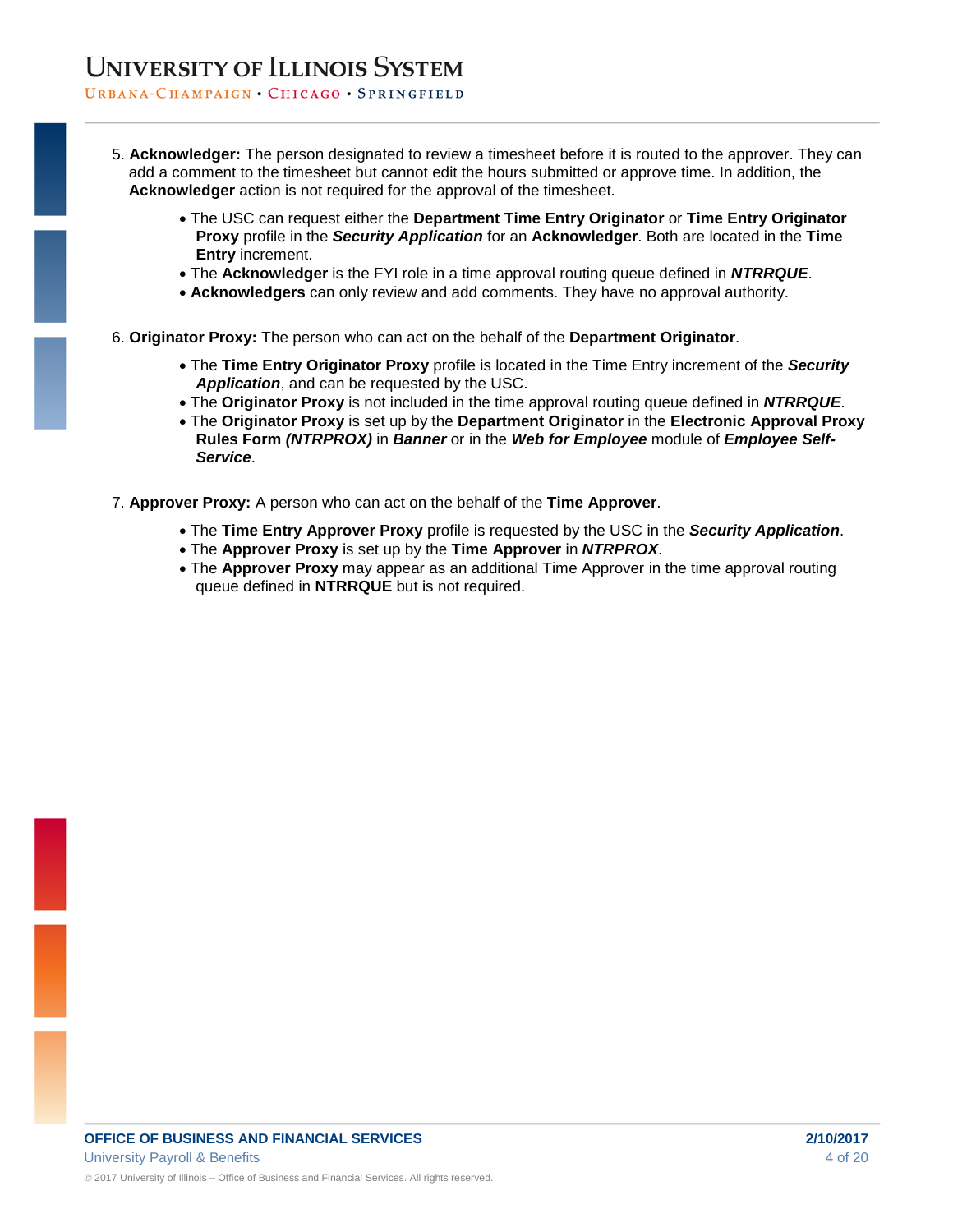5. **Acknowledger:** The person designated to review a timesheet before it is routed to the approver. They can add a comment to the timesheet but cannot edit the hours submitted or approve time. In addition, the **Acknowledger** action is not required for the approval of the timesheet.

    - The USC can request either the **Department Time Entry Originator** or **Time Entry Originator Proxy** profile in the ***Security Application*** for an **Acknowledger**. Both are located in the **Time Entry** increment.
    - The **Acknowledger** is the FYI role in a time approval routing queue defined in ***NTRRQUE***.
    - **Acknowledgers** can only review and add comments. They have no approval authority.

6. **Originator Proxy:** The person who can act on the behalf of the **Department Originator**.

    - The **Time Entry Originator Proxy** profile is located in the Time Entry increment of the ***Security Application***, and can be requested by the USC.
    - The **Originator Proxy** is not included in the time approval routing queue defined in ***NTRRQUE***.
    - The **Originator Proxy** is set up by the **Department Originator** in the **Electronic Approval Proxy Rules Form *(NTRPROX)*** in ***Banner*** or in the ***Web for Employee*** module of ***Employee Self-Service***.

7. **Approver Proxy:** A person who can act on the behalf of the **Time Approver**.

    - The **Time Entry Approver Proxy** profile is requested by the USC in the ***Security Application***.
    - The **Approver Proxy** is set up by the **Time Approver** in ***NTRPROX***.
    - The **Approver Proxy** may appear as an additional Time Approver in the time approval routing queue defined in **NTRRQUE** but is not required.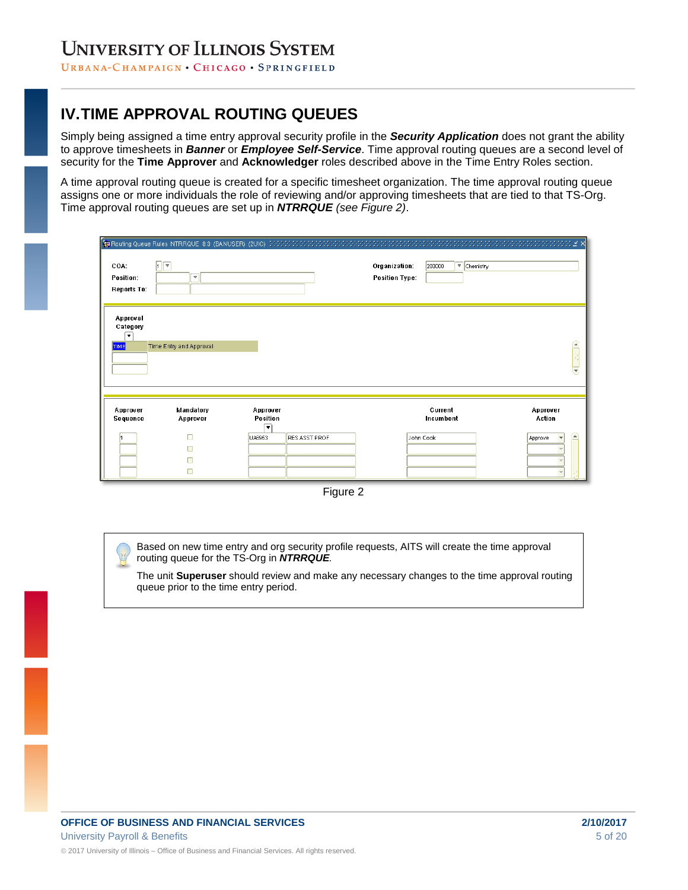## IV. TIME APPROVAL ROUTING QUEUES

Simply being assigned a time entry approval security profile in the ***Security Application*** does not grant the ability to approve timesheets in ***Banner*** or ***Employee Self-Service***. Time approval routing queues are a second level of security for the **Time Approver** and **Acknowledger** roles described above in the Time Entry Roles section.

A time approval routing queue is created for a specific timesheet organization. The time approval routing queue assigns one or more individuals the role of reviewing and/or approving timesheets that are tied to that TS-Org. Time approval routing queues are set up in ***NTRRQUE*** *(see Figure 2)*.

Figure 2

Based on new time entry and org security profile requests, AITS will create the time approval routing queue for the TS-Org in ***NTRRQUE***.

The unit **Superuser** should review and make any necessary changes to the time approval routing queue prior to the time entry period.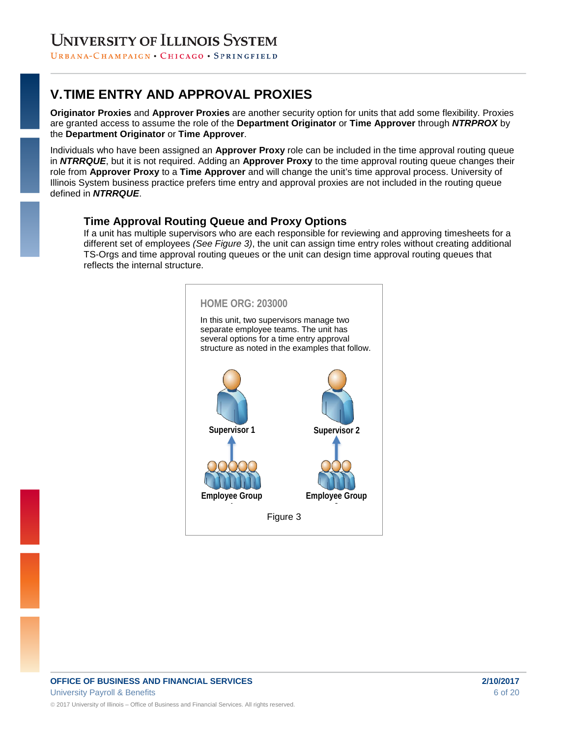## V. TIME ENTRY AND APPROVAL PROXIES

**Originator Proxies** and **Approver Proxies** are another security option for units that add some flexibility. Proxies are granted access to assume the role of the **Department Originator** or **Time Approver** through ***NTRPROX*** by the **Department Originator** or **Time Approver**.

Individuals who have been assigned an **Approver Proxy** role can be included in the time approval routing queue in ***NTRRQUE***, but it is not required. Adding an **Approver Proxy** to the time approval routing queue changes their role from **Approver Proxy** to a **Time Approver** and will change the unit's time approval process. University of Illinois System business practice prefers time entry and approval proxies are not included in the routing queue defined in ***NTRRQUE***.

### Time Approval Routing Queue and Proxy Options

If a unit has multiple supervisors who are each responsible for reviewing and approving timesheets for a different set of employees *(See Figure 3)*, the unit can assign time entry roles without creating additional TS-Orgs and time approval routing queues or the unit can design time approval routing queues that reflects the internal structure.

**HOME ORG: 203000**

In this unit, two supervisors manage two separate employee teams. The unit has several options for a time entry approval structure as noted in the examples that follow.

Supervisor 1 — Employee Group 1

Supervisor 2 — Employee Group 2

Figure 3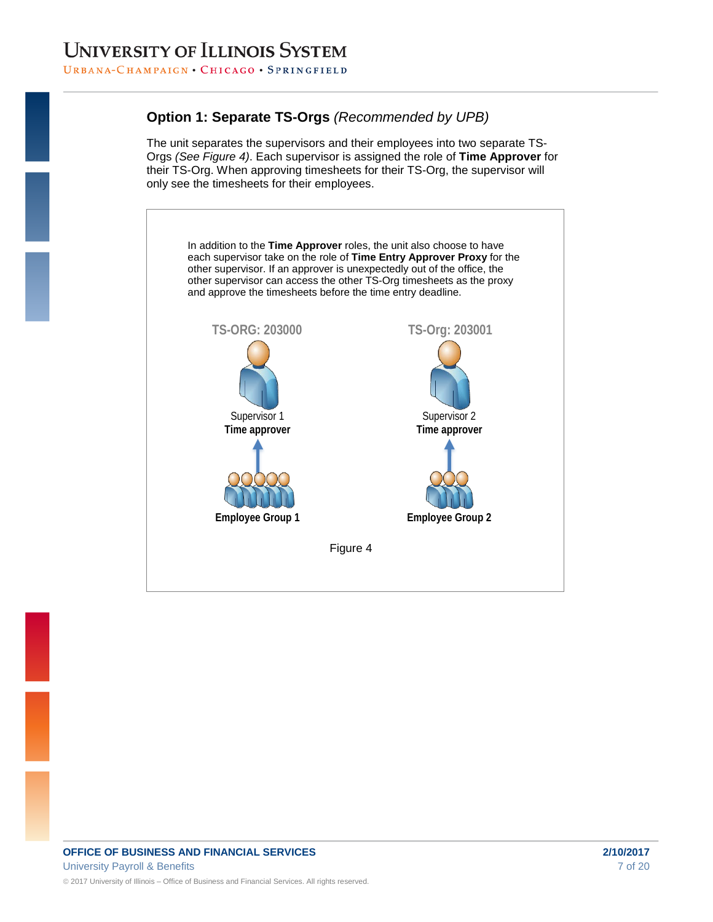## Option 1: Separate TS-Orgs *(Recommended by UPB)*

The unit separates the supervisors and their employees into two separate TS-Orgs *(See Figure 4)*. Each supervisor is assigned the role of **Time Approver** for their TS-Org. When approving timesheets for their TS-Org, the supervisor will only see the timesheets for their employees.

In addition to the **Time Approver** roles, the unit also choose to have each supervisor take on the role of **Time Entry Approver Proxy** for the other supervisor. If an approver is unexpectedly out of the office, the other supervisor can access the other TS-Org timesheets as the proxy and approve the timesheets before the time entry deadline.

TS-ORG: 203000

Supervisor 1
**Time approver**

**Employee Group 1**

TS-Org: 203001

Supervisor 2
**Time approver**

**Employee Group 2**

Figure 4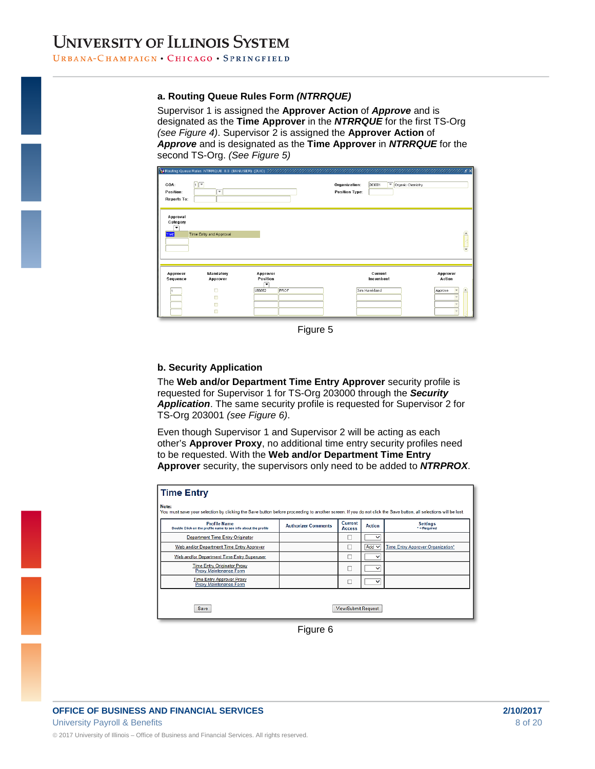**a. Routing Queue Rules Form *(NTRRQUE)***

Supervisor 1 is assigned the **Approver Action** of ***Approve*** and is designated as the **Time Approver** in the ***NTRRQUE*** for the first TS-Org *(see Figure 4)*. Supervisor 2 is assigned the **Approver Action** of ***Approve*** and is designated as the **Time Approver** in ***NTRRQUE*** for the second TS-Org. *(See Figure 5)*

Figure 5

**b. Security Application**

The **Web and/or Department Time Entry Approver** security profile is requested for Supervisor 1 for TS-Org 203000 through the ***Security Application***. The same security profile is requested for Supervisor 2 for TS-Org 203001 *(see Figure 6)*.

Even though Supervisor 1 and Supervisor 2 will be acting as each other's **Approver Proxy**, no additional time entry security profiles need to be requested. With the **Web and/or Department Time Entry Approver** security, the supervisors only need to be added to ***NTRPROX***.

Figure 6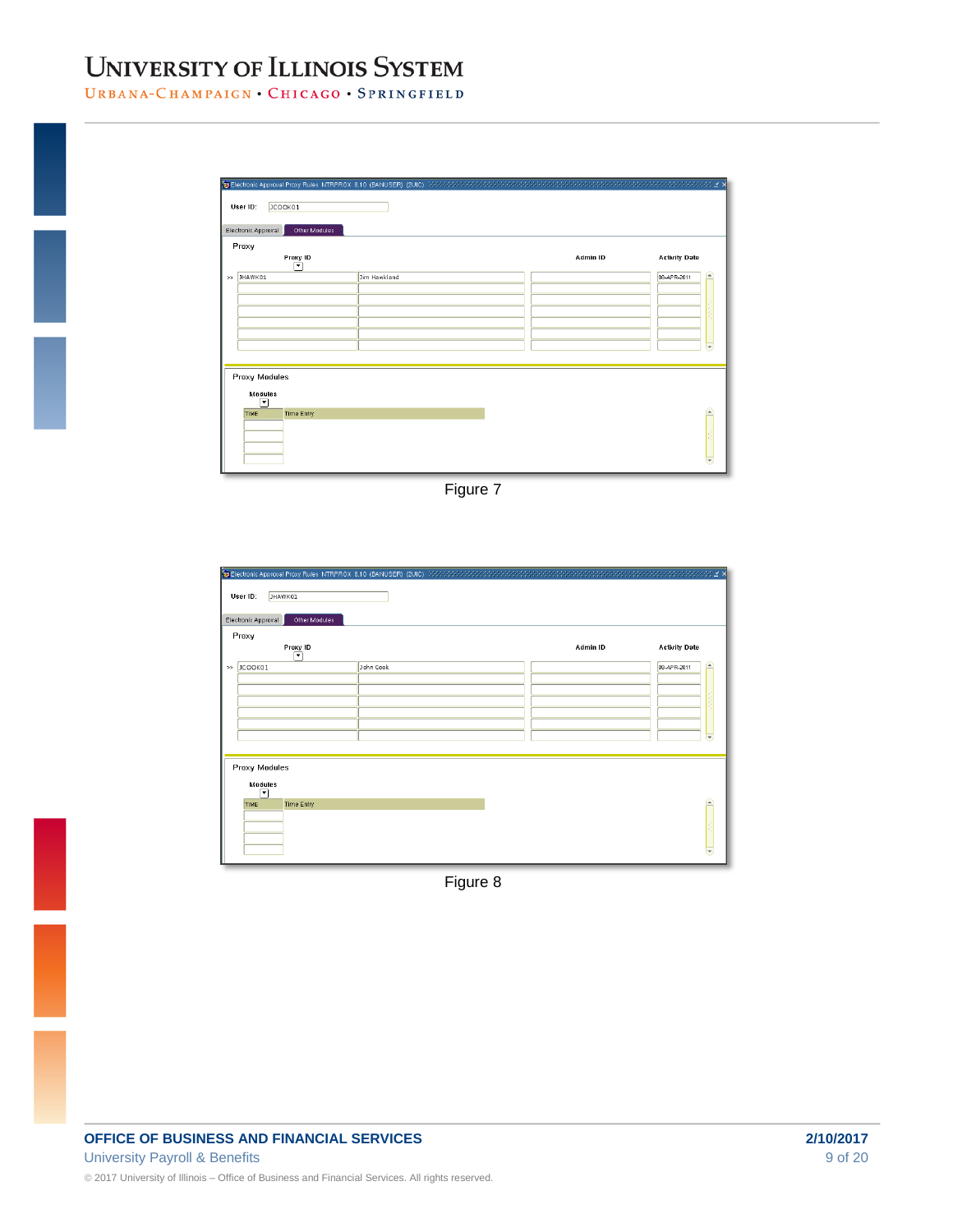Electronic Approval Proxy Rules NTRPROX 8.10 (BANUSER) (2UIC)

User ID: JCOOK01

Electronic Approval | Other Modules

Proxy

| Proxy ID | | Admin ID | Activity Date |
|---|---|---|---|
| JHAWK01 | Jim Hawkland | | 06-APR-2011 |

Proxy Modules

| Modules | |
|---|---|
| TIME | Time Entry |

Figure 7

Electronic Approval Proxy Rules NTRPROX 8.10 (BANUSER) (2UIC)

User ID: JHAWK01

Electronic Approval | Other Modules

Proxy

| Proxy ID | | Admin ID | Activity Date |
|---|---|---|---|
| JCOOK01 | John Cook | | 06-APR-2011 |

Proxy Modules

| Modules | |
|---|---|
| TIME | Time Entry |

Figure 8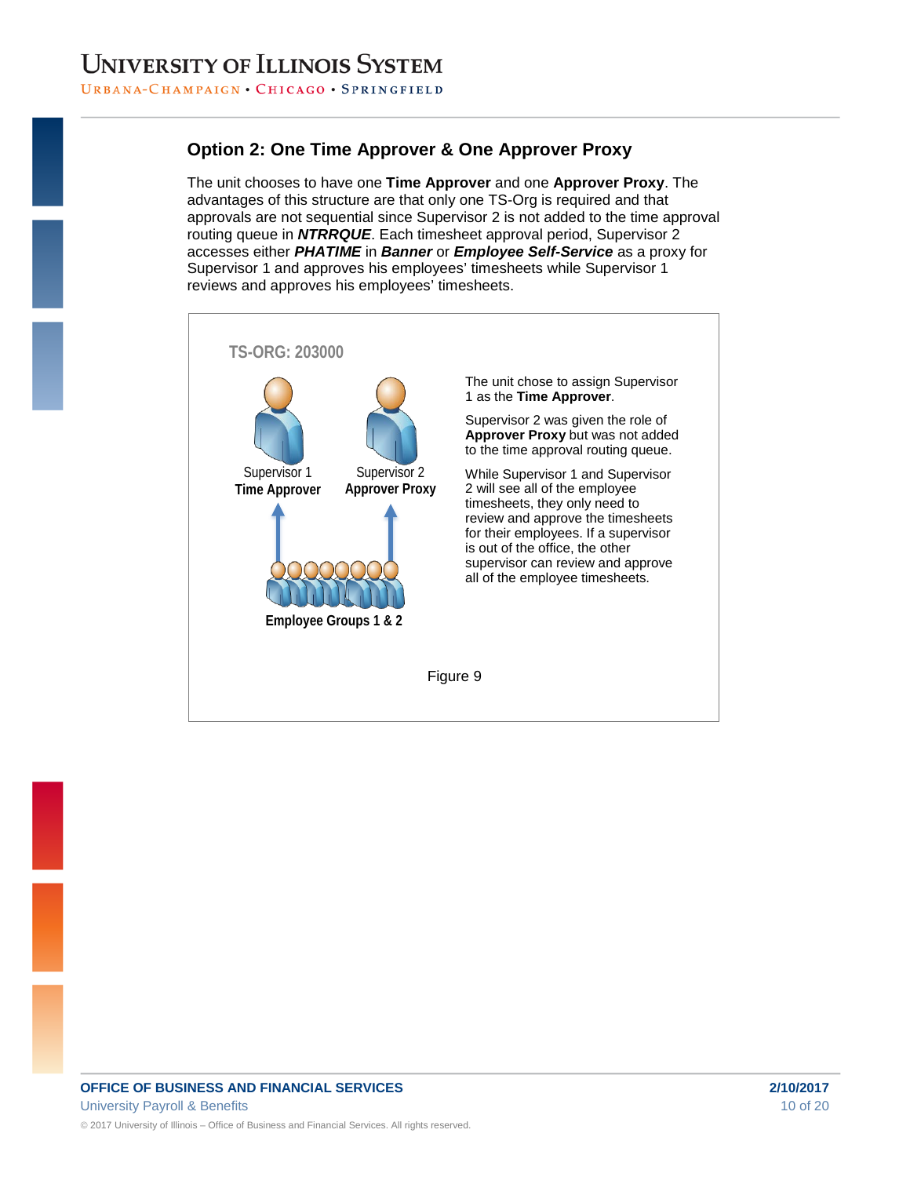## Option 2: One Time Approver & One Approver Proxy

The unit chooses to have one **Time Approver** and one **Approver Proxy**. The advantages of this structure are that only one TS-Org is required and that approvals are not sequential since Supervisor 2 is not added to the time approval routing queue in ***NTRRQUE***. Each timesheet approval period, Supervisor 2 accesses either ***PHATIME*** in ***Banner*** or ***Employee Self-Service*** as a proxy for Supervisor 1 and approves his employees' timesheets while Supervisor 1 reviews and approves his employees' timesheets.

**TS-ORG: 203000**

Supervisor 1
**Time Approver**

Supervisor 2
**Approver Proxy**

**Employee Groups 1 & 2**

The unit chose to assign Supervisor 1 as the **Time Approver**.

Supervisor 2 was given the role of **Approver Proxy** but was not added to the time approval routing queue.

While Supervisor 1 and Supervisor 2 will see all of the employee timesheets, they only need to review and approve the timesheets for their employees. If a supervisor is out of the office, the other supervisor can review and approve all of the employee timesheets.

Figure 9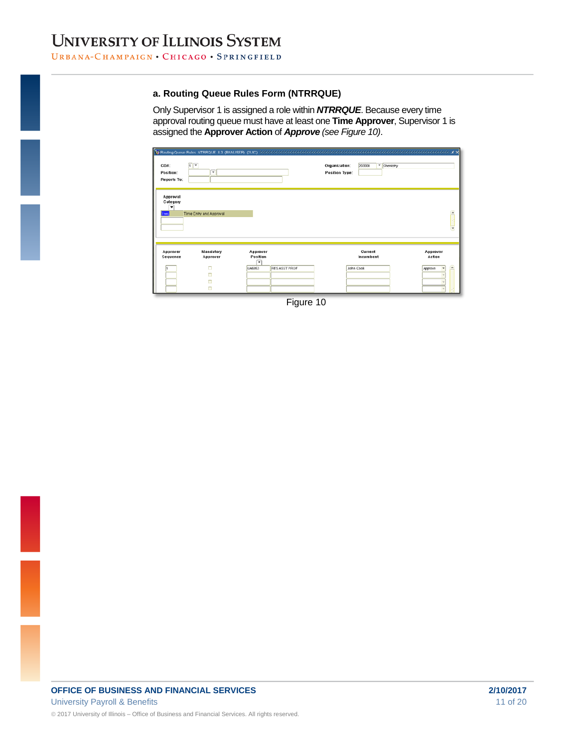### a. Routing Queue Rules Form (NTRRQUE)

Only Supervisor 1 is assigned a role within ***NTRRQUE***. Because every time approval routing queue must have at least one **Time Approver**, Supervisor 1 is assigned the **Approver Action** of ***Approve*** *(see Figure 10)*.

Figure 10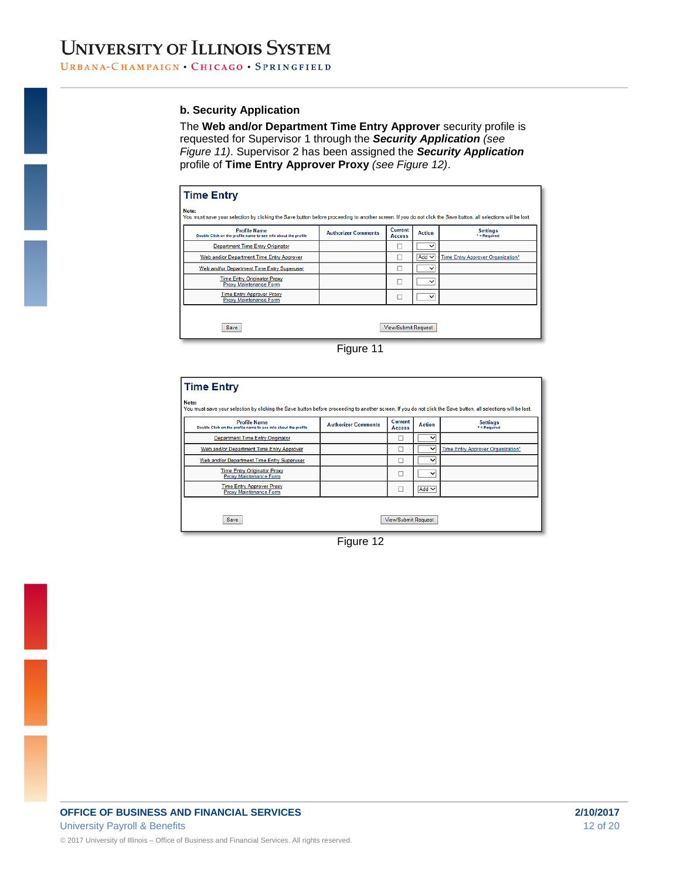### b. Security Application

The **Web and/or Department Time Entry Approver** security profile is requested for Supervisor 1 through the ***Security Application*** *(see Figure 11)*. Supervisor 2 has been assigned the ***Security Application*** profile of **Time Entry Approver Proxy** *(see Figure 12)*.

**Time Entry**

**Note:**
You must save your selection by clicking the Save button before proceeding to another screen. If you do not click the Save button, all selections will be lost.

| Profile Name (Double Click on the profile name to see info about the profile) | Authorizer Comments | Current Access | Action | Settings (* = Required) |
|---|---|---|---|---|
| Department Time Entry Originator | | ☐ | | |
| Web and/or Department Time Entry Approver | | ☐ | Add | Time Entry Approver Organization* |
| Web and/or Department Time Entry Superuser | | ☐ | | |
| Time Entry Originator Proxy / Proxy Maintenance Form | | ☐ | | |
| Time Entry Approver Proxy / Proxy Maintenance Form | | ☐ | | |

Save | View/Submit Request

Figure 11

**Time Entry**

**Note:**
You must save your selection by clicking the Save button before proceeding to another screen. If you do not click the Save button, all selections will be lost.

| Profile Name (Double Click on the profile name to see info about the profile) | Authorizer Comments | Current Access | Action | Settings (* = Required) |
|---|---|---|---|---|
| Department Time Entry Originator | | ☐ | | |
| Web and/or Department Time Entry Approver | | ☐ | | Time Entry Approver Organization* |
| Web and/or Department Time Entry Superuser | | ☐ | | |
| Time Entry Originator Proxy / Proxy Maintenance Form | | ☐ | | |
| Time Entry Approver Proxy / Proxy Maintenance Form | | ☐ | Add | |

Save | View/Submit Request

Figure 12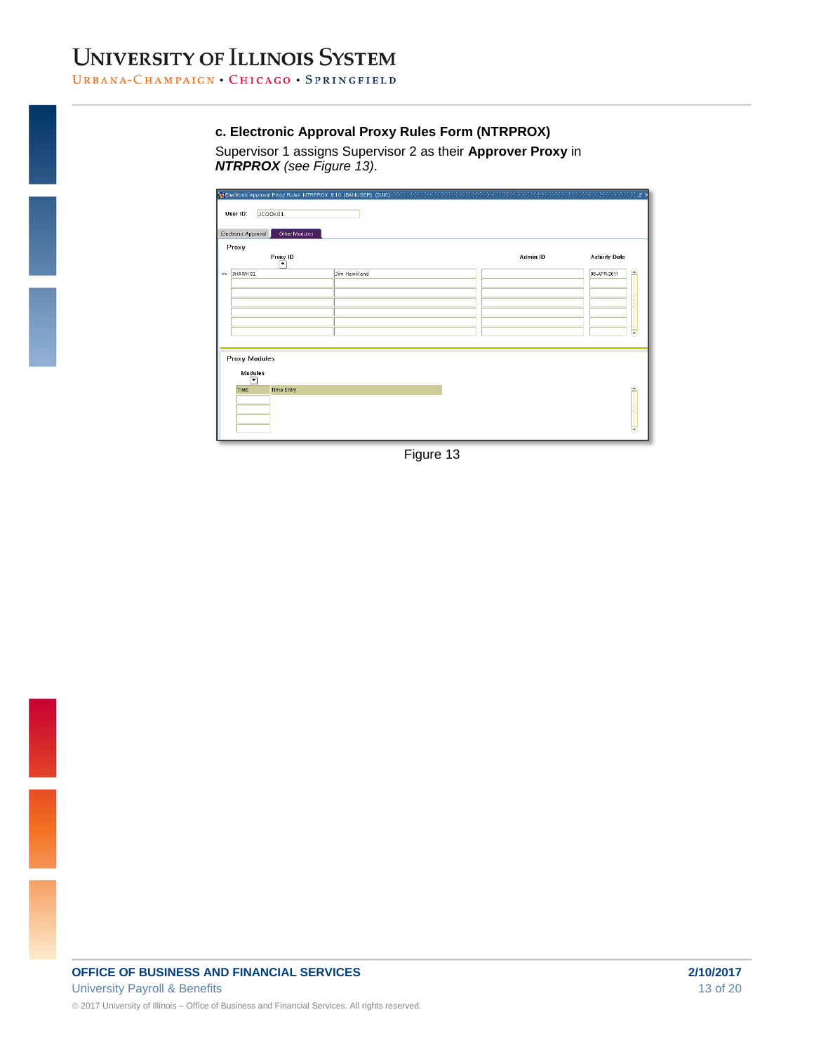### c. Electronic Approval Proxy Rules Form (NTRPROX)

Supervisor 1 assigns Supervisor 2 as their **Approver Proxy** in ***NTRPROX*** *(see Figure 13)*.

Figure 13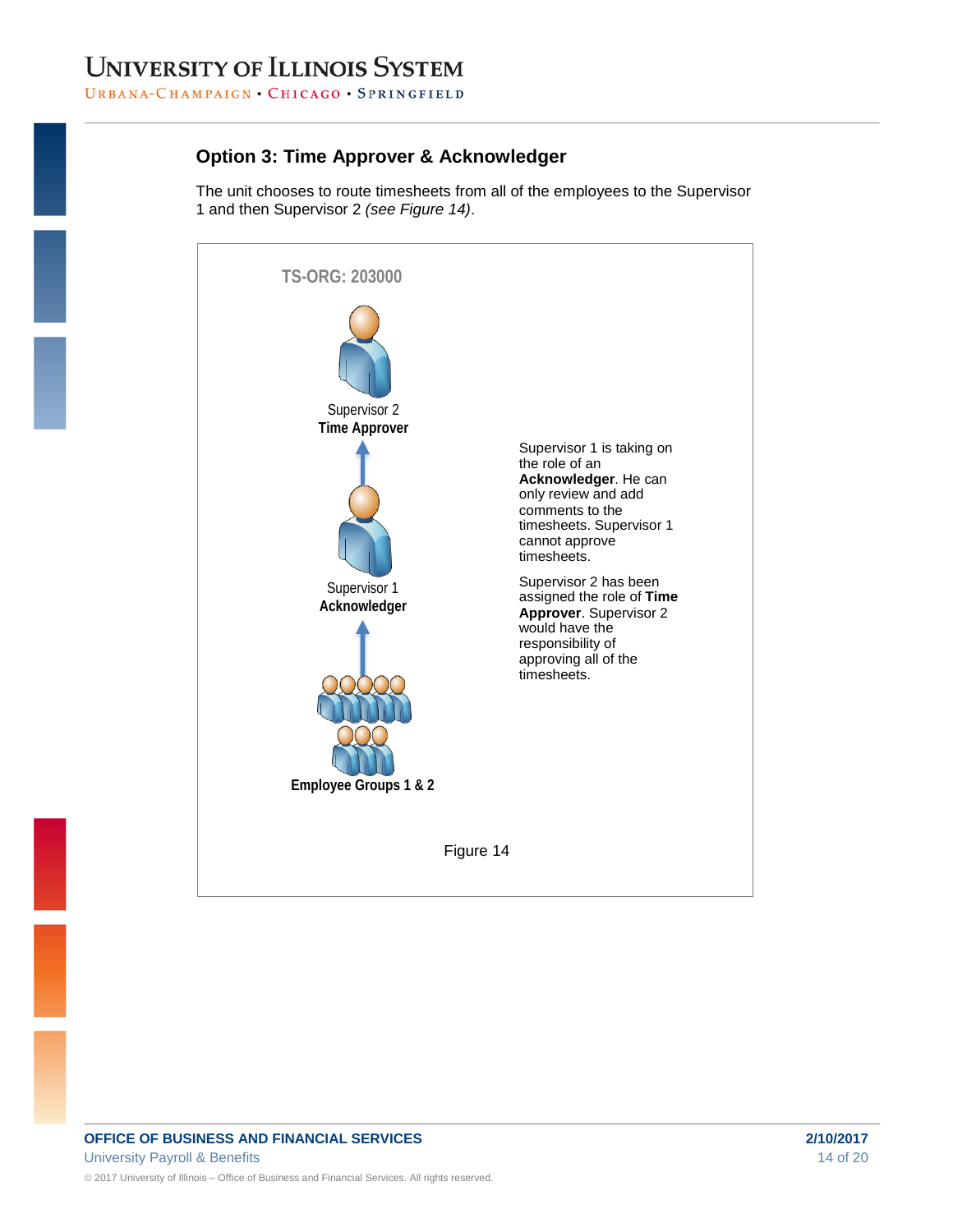## Option 3: Time Approver & Acknowledger

The unit chooses to route timesheets from all of the employees to the Supervisor 1 and then Supervisor 2 *(see Figure 14)*.

TS-ORG: 203000

Supervisor 2
**Time Approver**

Supervisor 1
**Acknowledger**

**Employee Groups 1 & 2**

Supervisor 1 is taking on the role of an **Acknowledger**. He can only review and add comments to the timesheets. Supervisor 1 cannot approve timesheets.

Supervisor 2 has been assigned the role of **Time Approver**. Supervisor 2 would have the responsibility of approving all of the timesheets.

Figure 14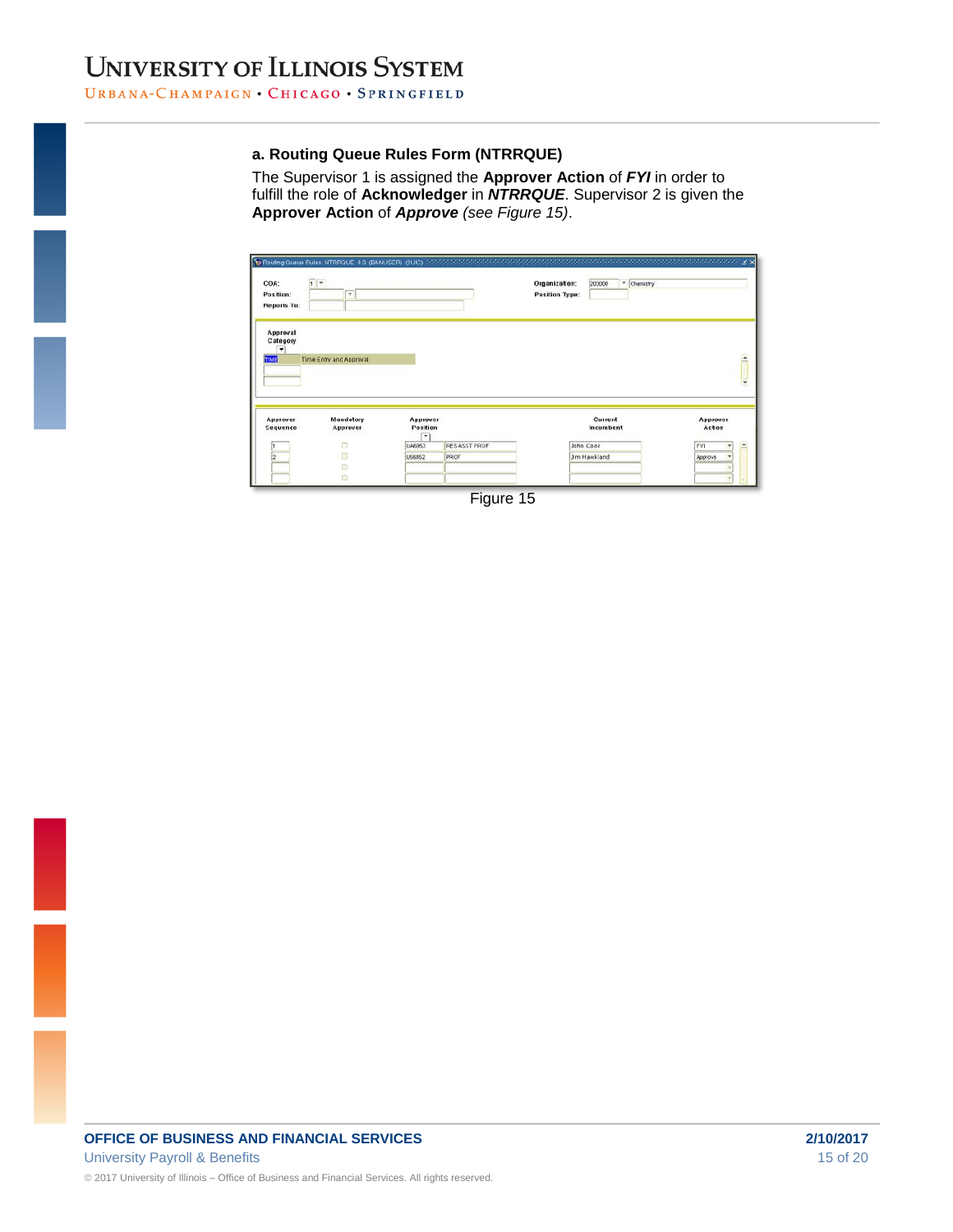### a. Routing Queue Rules Form (NTRRQUE)

The Supervisor 1 is assigned the **Approver Action** of ***FYI*** in order to fulfill the role of **Acknowledger** in ***NTRRQUE***. Supervisor 2 is given the **Approver Action** of ***Approve*** *(see Figure 15)*.

Figure 15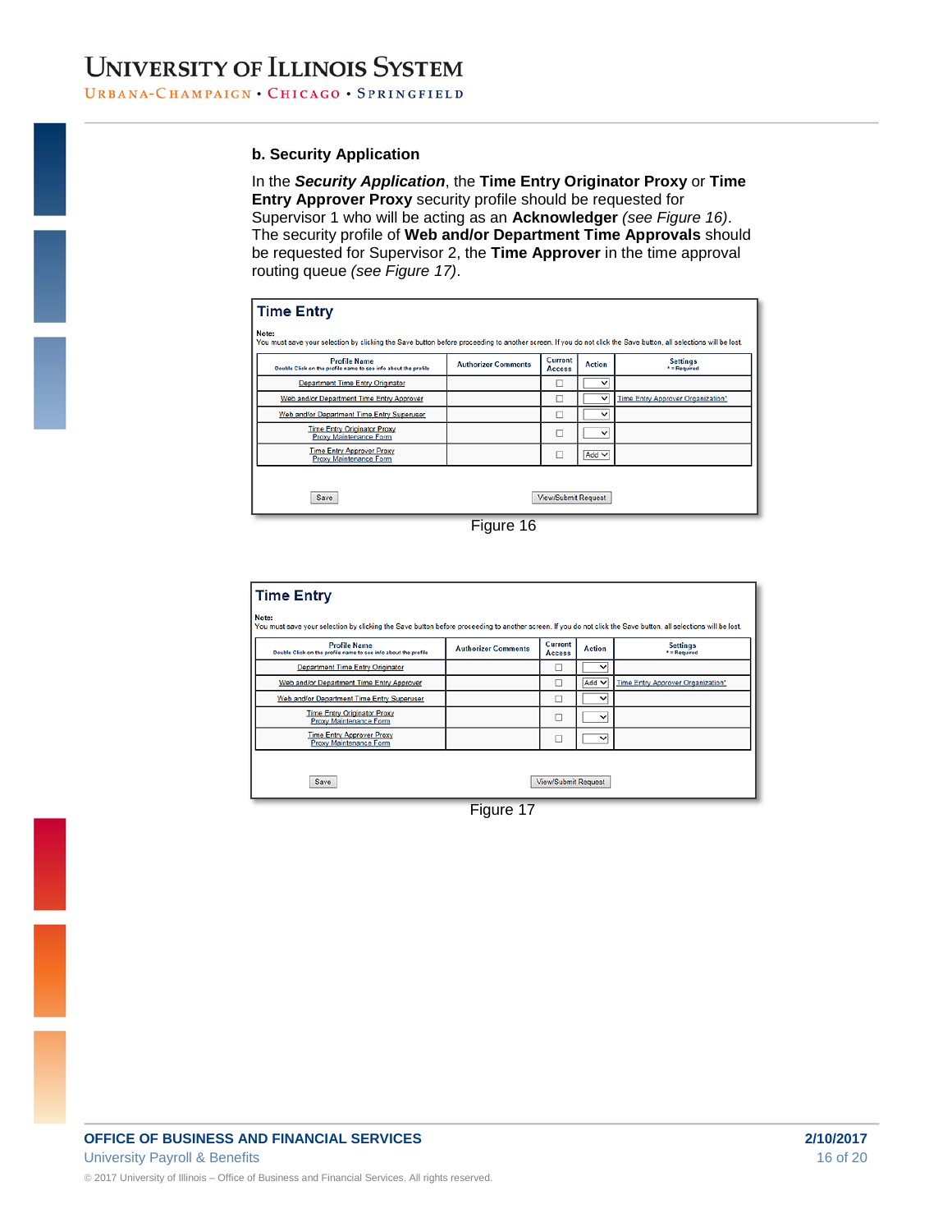### b. Security Application

In the ***Security Application***, the **Time Entry Originator Proxy** or **Time Entry Approver Proxy** security profile should be requested for Supervisor 1 who will be acting as an **Acknowledger** *(see Figure 16)*. The security profile of **Web and/or Department Time Approvals** should be requested for Supervisor 2, the **Time Approver** in the time approval routing queue *(see Figure 17)*.

**Time Entry**

Note:
You must save your selection by clicking the Save button before proceeding to another screen. If you do not click the Save button, all selections will be lost.

| Profile Name (Double Click on the profile name to see info about the profile) | Authorizer Comments | Current Access | Action | Settings (* = Required) |
|---|---|---|---|---|
| Department Time Entry Originator | | ☐ | | |
| Web and/or Department Time Entry Approver | | ☐ | | Time Entry Approver Organization* |
| Web and/or Department Time Entry Superuser | | ☐ | | |
| Time Entry Originator Proxy<br>Proxy Maintenance Form | | ☐ | | |
| Time Entry Approver Proxy<br>Proxy Maintenance Form | | ☐ | Add | |

Save | View/Submit Request

Figure 16

**Time Entry**

Note:
You must save your selection by clicking the Save button before proceeding to another screen. If you do not click the Save button, all selections will be lost.

| Profile Name (Double Click on the profile name to see info about the profile) | Authorizer Comments | Current Access | Action | Settings (* = Required) |
|---|---|---|---|---|
| Department Time Entry Originator | | ☐ | | |
| Web and/or Department Time Entry Approver | | ☐ | Add | Time Entry Approver Organization* |
| Web and/or Department Time Entry Superuser | | ☐ | | |
| Time Entry Originator Proxy<br>Proxy Maintenance Form | | ☐ | | |
| Time Entry Approver Proxy<br>Proxy Maintenance Form | | ☐ | | |

Save | View/Submit Request

Figure 17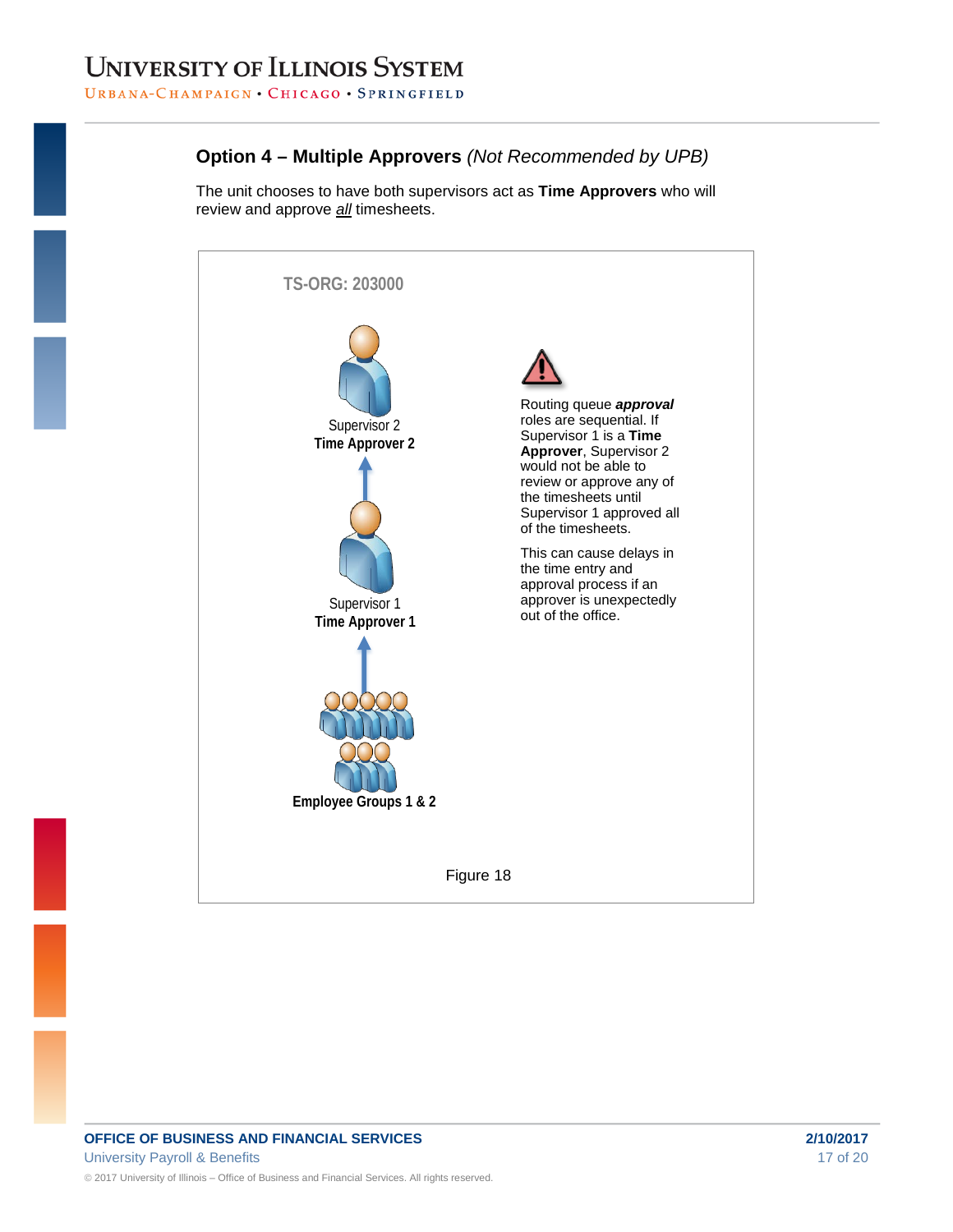## Option 4 – Multiple Approvers *(Not Recommended by UPB)*

The unit chooses to have both supervisors act as **Time Approvers** who will review and approve *all* timesheets.

TS-ORG: 203000

Supervisor 2
**Time Approver 2**

Supervisor 1
**Time Approver 1**

**Employee Groups 1 & 2**

Routing queue ***approval*** roles are sequential. If Supervisor 1 is a **Time Approver**, Supervisor 2 would not be able to review or approve any of the timesheets until Supervisor 1 approved all of the timesheets.

This can cause delays in the time entry and approval process if an approver is unexpectedly out of the office.

Figure 18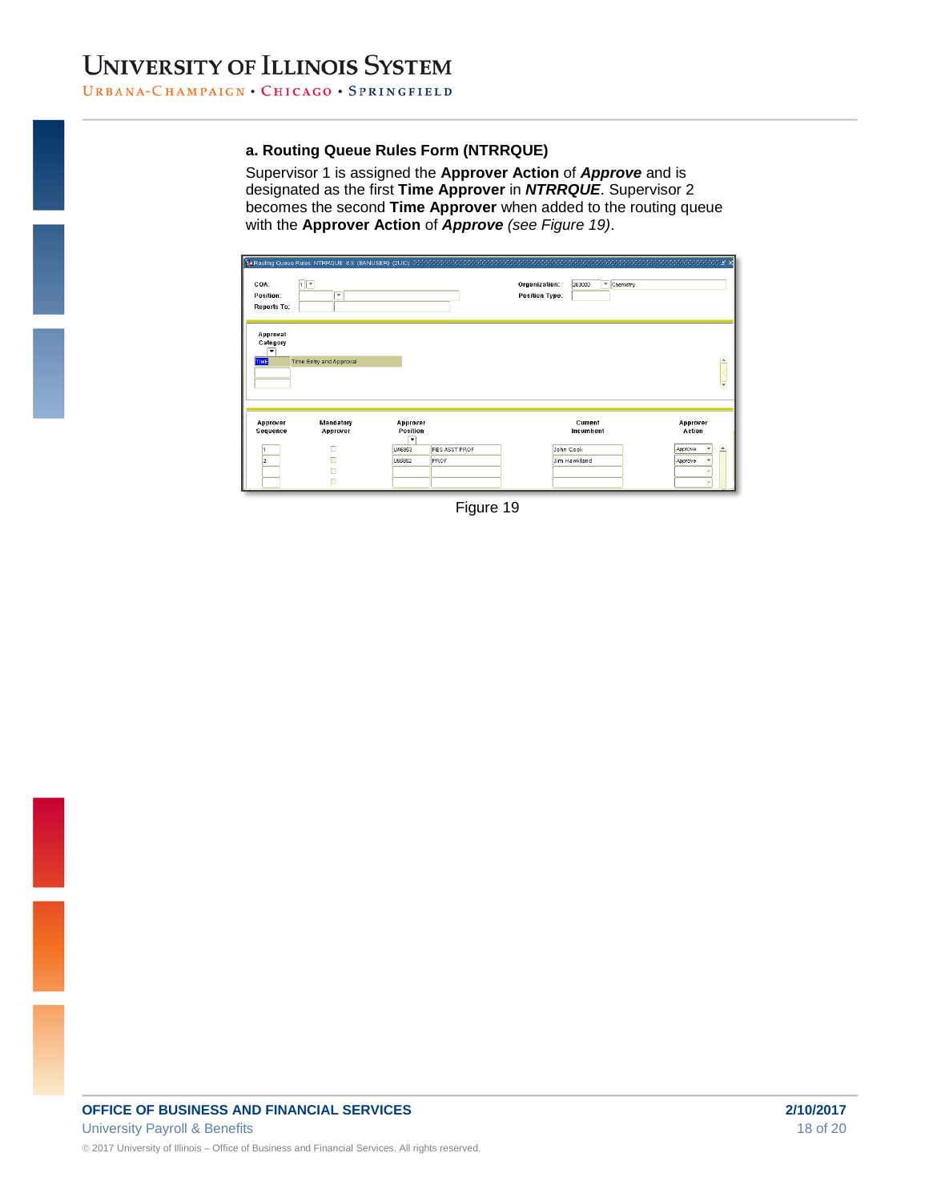### a. Routing Queue Rules Form (NTRRQUE)

Supervisor 1 is assigned the **Approver Action** of ***Approve*** and is designated as the first **Time Approver** in ***NTRRQUE***. Supervisor 2 becomes the second **Time Approver** when added to the routing queue with the **Approver Action** of ***Approve*** *(see Figure 19)*.

Figure 19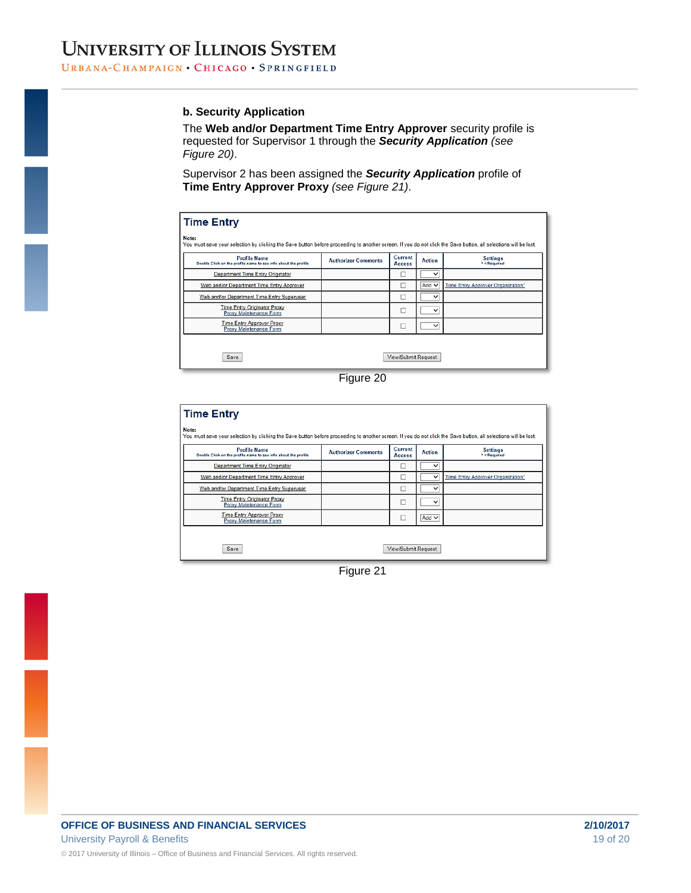**b. Security Application**

The **Web and/or Department Time Entry Approver** security profile is requested for Supervisor 1 through the ***Security Application*** *(see Figure 20)*.

Supervisor 2 has been assigned the ***Security Application*** profile of **Time Entry Approver Proxy** *(see Figure 21)*.

**Time Entry**

**Note:**
You must save your selection by clicking the Save button before proceeding to another screen. If you do not click the Save button, all selections will be lost.

| Profile Name<br>Double Click on the profile name to see info about the profile | Authorizer Comments | Current Access | Action | Settings<br>* = Required |
|---|---|---|---|---|
| Department Time Entry Originator | | ☐ | | |
| Web and/or Department Time Entry Approver | | ☐ | Add | Time Entry Approver Organization* |
| Web and/or Department Time Entry Superuser | | ☐ | | |
| Time Entry Originator Proxy<br>Proxy Maintenance Form | | ☐ | | |
| Time Entry Approver Proxy<br>Proxy Maintenance Form | | ☐ | | |

Save    View/Submit Request

Figure 20

**Time Entry**

**Note:**
You must save your selection by clicking the Save button before proceeding to another screen. If you do not click the Save button, all selections will be lost.

| Profile Name<br>Double Click on the profile name to see info about the profile | Authorizer Comments | Current Access | Action | Settings<br>* = Required |
|---|---|---|---|---|
| Department Time Entry Originator | | ☐ | | |
| Web and/or Department Time Entry Approver | | ☐ | | Time Entry Approver Organization* |
| Web and/or Department Time Entry Superuser | | ☐ | | |
| Time Entry Originator Proxy<br>Proxy Maintenance Form | | ☐ | | |
| Time Entry Approver Proxy<br>Proxy Maintenance Form | | ☐ | Add | |

Save    View/Submit Request

Figure 21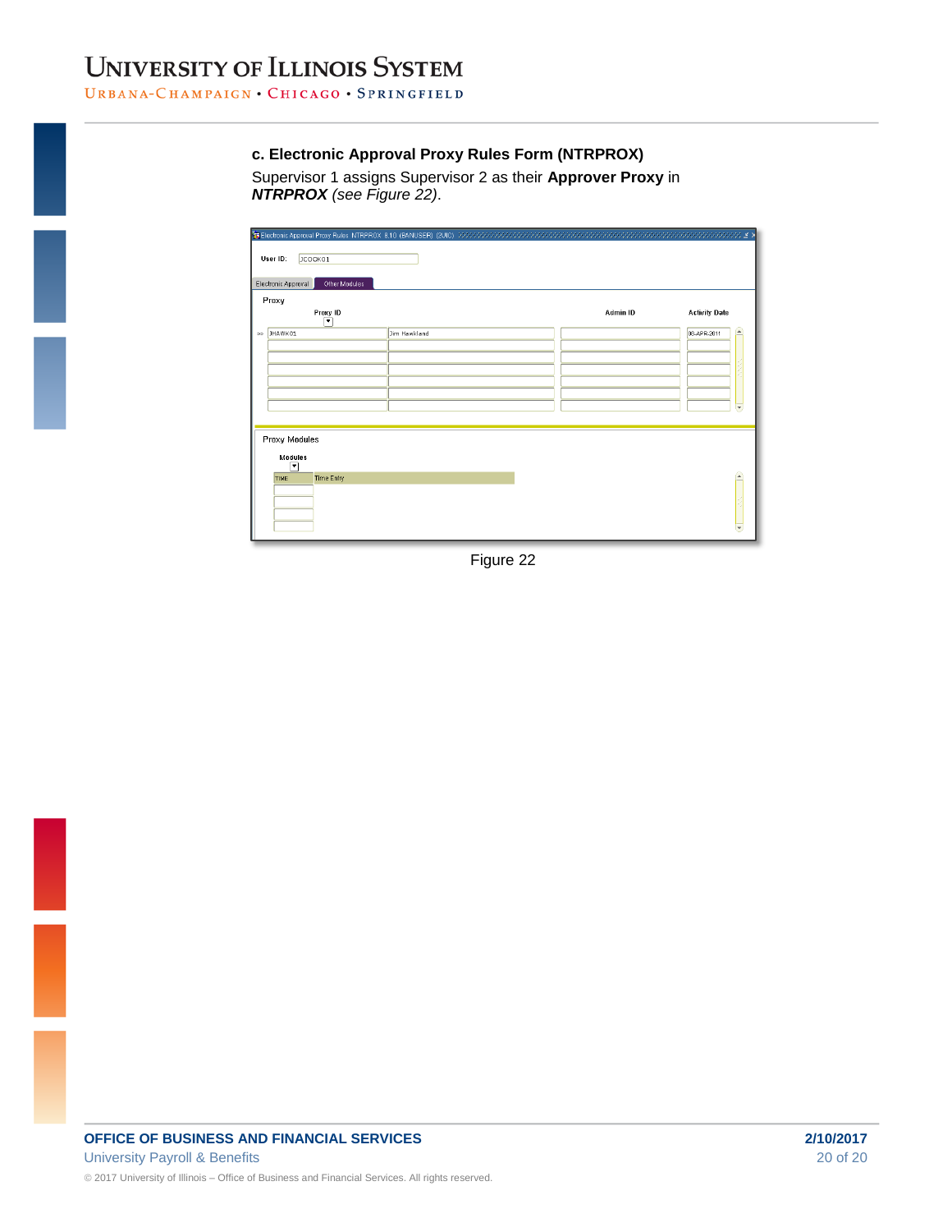### c. Electronic Approval Proxy Rules Form (NTRPROX)

Supervisor 1 assigns Supervisor 2 as their **Approver Proxy** in ***NTRPROX*** *(see Figure 22)*.

Figure 22